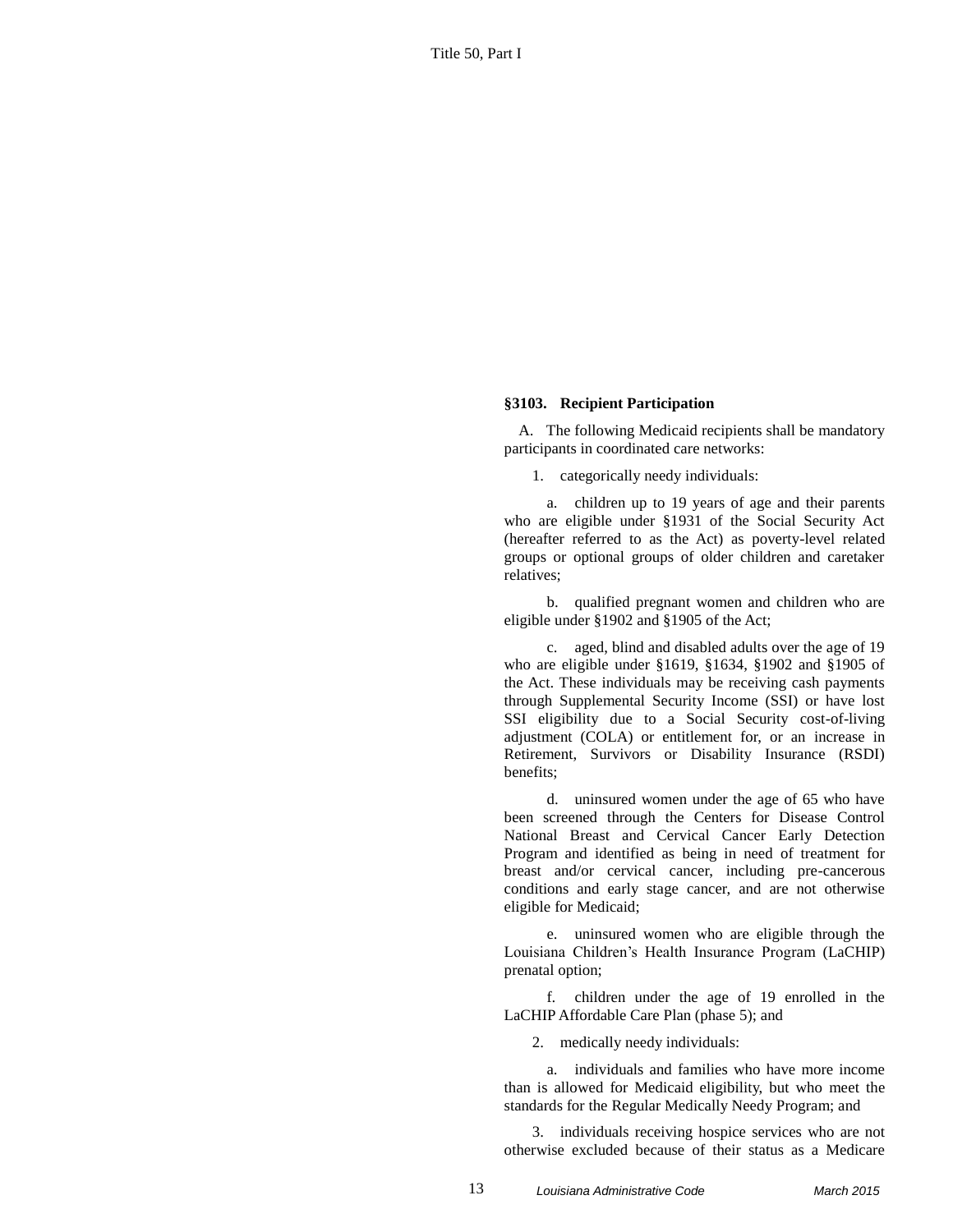### §3103. Recipient Participation

A. The following Medicaid recipients shall be mandatory participants in coordinated care networks:

1. categorically needy individuals:

a. children up to 19 years of age and their parents who are eligible under §1931 of the Social Security Act (hereafter referred to as the Act) as poverty-level related groups or optional groups of older children and caretaker relatives;

b. qualified pregnant women and children who are eligible under §1902 and §1905 of the Act;

c. aged, blind and disabled adults over the age of 19 who are eligible under §1619, §1634, §1902 and §1905 of the Act. These individuals may be receiving cash payments through Supplemental Security Income (SSI) or have lost SSI eligibility due to a Social Security cost-of-living adjustment (COLA) or entitlement for, or an increase in Retirement, Survivors or Disability Insurance (RSDI) benefits;

d. uninsured women under the age of 65 who have been screened through the Centers for Disease Control National Breast and Cervical Cancer Early Detection Program and identified as being in need of treatment for breast and/or cervical cancer, including pre-cancerous conditions and early stage cancer, and are not otherwise eligible for Medicaid;

e. uninsured women who are eligible through the Louisiana Children's Health Insurance Program (LaCHIP) prenatal option;

f. children under the age of 19 enrolled in the LaCHIP Affordable Care Plan (phase 5); and

2. medically needy individuals:

a. individuals and families who have more income than is allowed for Medicaid eligibility, but who meet the standards for the Regular Medically Needy Program; and

3. individuals receiving hospice services who are not otherwise excluded because of their status as a Medicare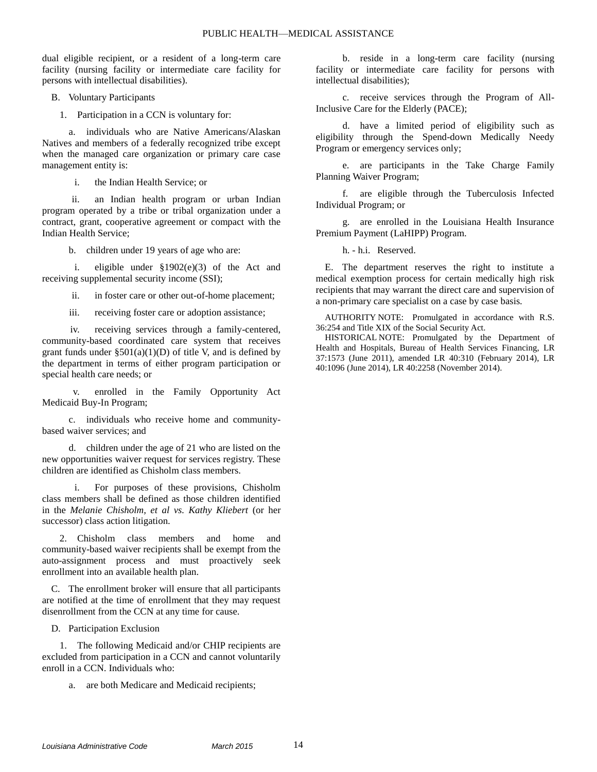dual eligible recipient, or a resident of a long-term care facility (nursing facility or intermediate care facility for persons with intellectual disabilities).

B. Voluntary Participants

1. Participation in a CCN is voluntary for:

a. individuals who are Native Americans/Alaskan Natives and members of a federally recognized tribe except when the managed care organization or primary care case management entity is:

i. the Indian Health Service; or

ii. an Indian health program or urban Indian program operated by a tribe or tribal organization under a contract, grant, cooperative agreement or compact with the Indian Health Service;

b. children under 19 years of age who are:

i. eligible under §1902(e)(3) of the Act and receiving supplemental security income (SSI);

ii. in foster care or other out-of-home placement;

iii. receiving foster care or adoption assistance;

iv. receiving services through a family-centered, community-based coordinated care system that receives grant funds under §501(a)(1)(D) of title V, and is defined by the department in terms of either program participation or special health care needs; or

v. enrolled in the Family Opportunity Act Medicaid Buy-In Program;

c. individuals who receive home and community-based waiver services; and

d. children under the age of 21 who are listed on the new opportunities waiver request for services registry. These children are identified as Chisholm class members.

i. For purposes of these provisions, Chisholm class members shall be defined as those children identified in the *Melanie Chisholm, et al vs. Kathy Kliebert* (or her successor) class action litigation.

2. Chisholm class members and home and community-based waiver recipients shall be exempt from the auto-assignment process and must proactively seek enrollment into an available health plan.

C. The enrollment broker will ensure that all participants are notified at the time of enrollment that they may request disenrollment from the CCN at any time for cause.

D. Participation Exclusion

1. The following Medicaid and/or CHIP recipients are excluded from participation in a CCN and cannot voluntarily enroll in a CCN. Individuals who:

a. are both Medicare and Medicaid recipients;

b. reside in a long-term care facility (nursing facility or intermediate care facility for persons with intellectual disabilities);

c. receive services through the Program of All-Inclusive Care for the Elderly (PACE);

d. have a limited period of eligibility such as eligibility through the Spend-down Medically Needy Program or emergency services only;

e. are participants in the Take Charge Family Planning Waiver Program;

f. are eligible through the Tuberculosis Infected Individual Program; or

g. are enrolled in the Louisiana Health Insurance Premium Payment (LaHIPP) Program.

h. - h.i. Reserved.

E. The department reserves the right to institute a medical exemption process for certain medically high risk recipients that may warrant the direct care and supervision of a non-primary care specialist on a case by case basis.

AUTHORITY NOTE: Promulgated in accordance with R.S. 36:254 and Title XIX of the Social Security Act.

HISTORICAL NOTE: Promulgated by the Department of Health and Hospitals, Bureau of Health Services Financing, LR 37:1573 (June 2011), amended LR 40:310 (February 2014), LR 40:1096 (June 2014), LR 40:2258 (November 2014).